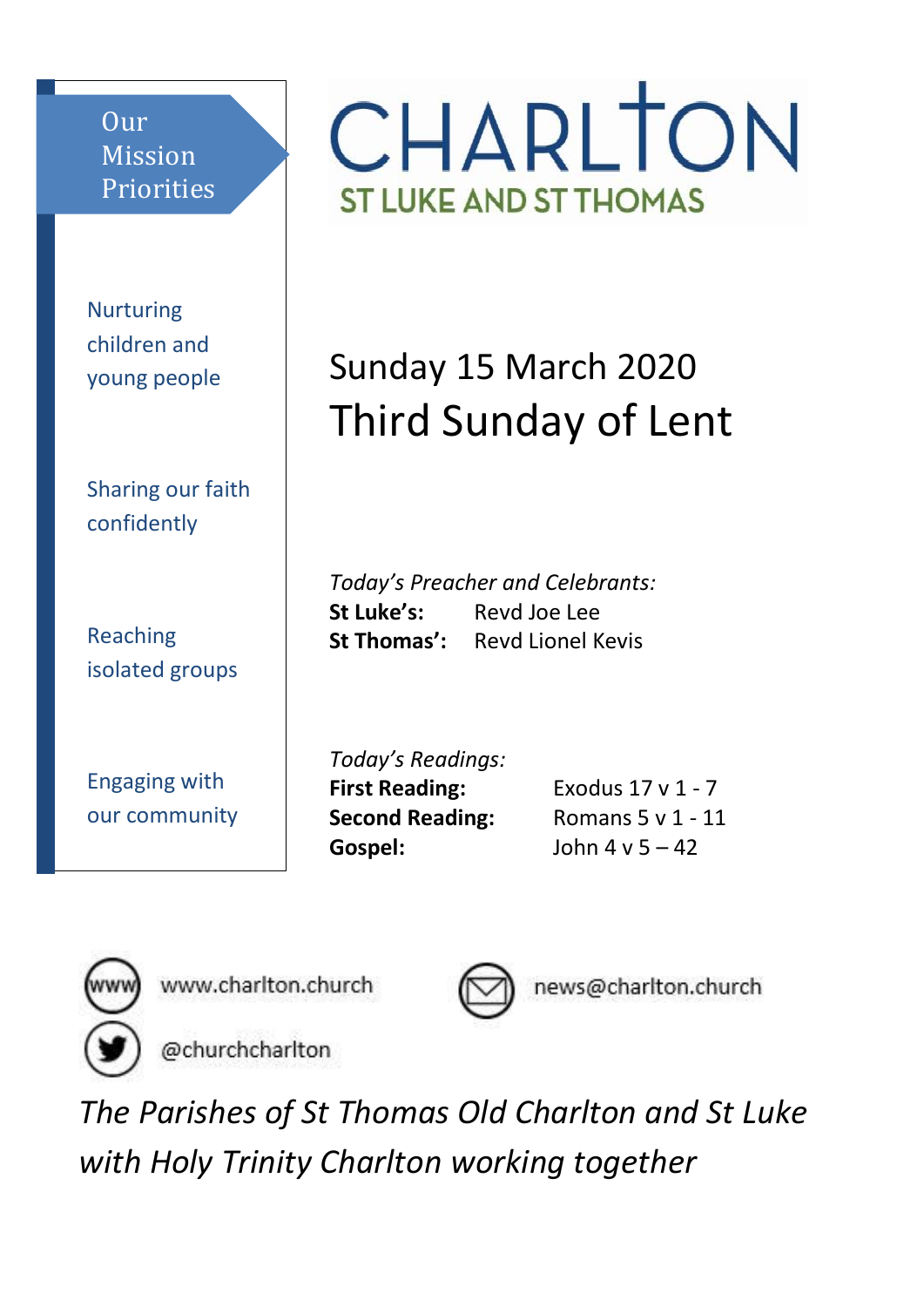# CHARLTON

## ST LUKE AND ST THOMAS

**Our Mission Priorities**

- Nurturing children and young people
- Sharing our faith confidently
- Reaching isolated groups
- Engaging with our community

## Sunday 15 March 2020

# Third Sunday of Lent

*Today's Preacher and Celebrants:*

**St Luke's:** Revd Joe Lee
**St Thomas':** Revd Lionel Kevis

*Today's Readings:*

| | |
|---|---|
| **First Reading:** | Exodus 17 v 1 - 7 |
| **Second Reading:** | Romans 5 v 1 - 11 |
| **Gospel:** | John 4 v 5 – 42 |

www.charlton.church

news@charlton.church

@churchcharlton

*The Parishes of St Thomas Old Charlton and St Luke with Holy Trinity Charlton working together*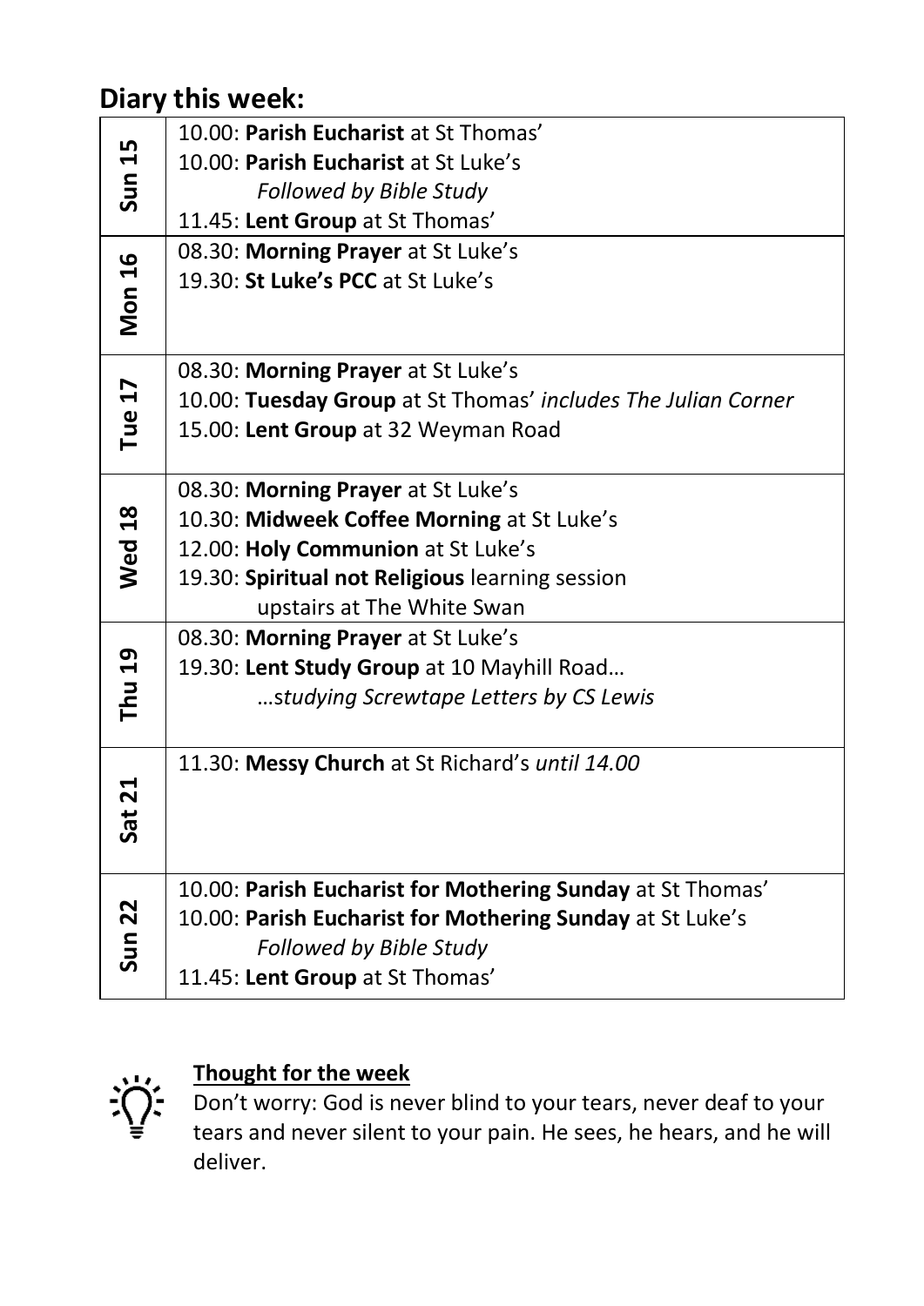## Diary this week:

| Day | Events |
|---|---|
| **Sun 15** | 10.00: **Parish Eucharist** at St Thomas'<br>10.00: **Parish Eucharist** at St Luke's<br>*Followed by Bible Study*<br>11.45: **Lent Group** at St Thomas' |
| **Mon 16** | 08.30: **Morning Prayer** at St Luke's<br>19.30: **St Luke's PCC** at St Luke's |
| **Tue 17** | 08.30: **Morning Prayer** at St Luke's<br>10.00: **Tuesday Group** at St Thomas' *includes The Julian Corner*<br>15.00: **Lent Group** at 32 Weyman Road |
| **Wed 18** | 08.30: **Morning Prayer** at St Luke's<br>10.30: **Midweek Coffee Morning** at St Luke's<br>12.00: **Holy Communion** at St Luke's<br>19.30: **Spiritual not Religious** learning session<br>upstairs at The White Swan |
| **Thu 19** | 08.30: **Morning Prayer** at St Luke's<br>19.30: **Lent Study Group** at 10 Mayhill Road…<br>…*studying Screwtape Letters by CS Lewis* |
| **Sat 21** | 11.30: **Messy Church** at St Richard's *until 14.00* |
| **Sun 22** | 10.00: **Parish Eucharist for Mothering Sunday** at St Thomas'<br>10.00: **Parish Eucharist for Mothering Sunday** at St Luke's<br>*Followed by Bible Study*<br>11.45: **Lent Group** at St Thomas' |

**Thought for the week**

Don't worry: God is never blind to your tears, never deaf to your tears and never silent to your pain. He sees, he hears, and he will deliver.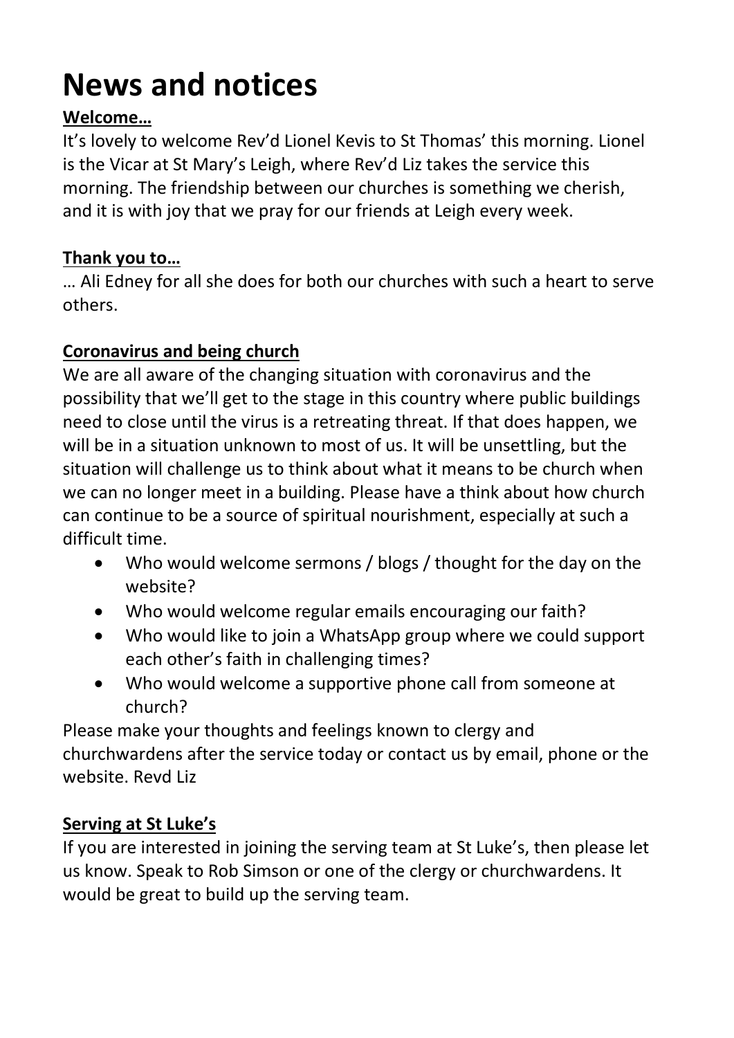# News and notices

**Welcome…**

It's lovely to welcome Rev'd Lionel Kevis to St Thomas' this morning. Lionel is the Vicar at St Mary's Leigh, where Rev'd Liz takes the service this morning. The friendship between our churches is something we cherish, and it is with joy that we pray for our friends at Leigh every week.

**Thank you to…**

… Ali Edney for all she does for both our churches with such a heart to serve others.

**Coronavirus and being church**

We are all aware of the changing situation with coronavirus and the possibility that we'll get to the stage in this country where public buildings need to close until the virus is a retreating threat. If that does happen, we will be in a situation unknown to most of us. It will be unsettling, but the situation will challenge us to think about what it means to be church when we can no longer meet in a building. Please have a think about how church can continue to be a source of spiritual nourishment, especially at such a difficult time.

- Who would welcome sermons / blogs / thought for the day on the website?
- Who would welcome regular emails encouraging our faith?
- Who would like to join a WhatsApp group where we could support each other's faith in challenging times?
- Who would welcome a supportive phone call from someone at church?

Please make your thoughts and feelings known to clergy and churchwardens after the service today or contact us by email, phone or the website. Revd Liz

**Serving at St Luke's**

If you are interested in joining the serving team at St Luke's, then please let us know. Speak to Rob Simson or one of the clergy or churchwardens. It would be great to build up the serving team.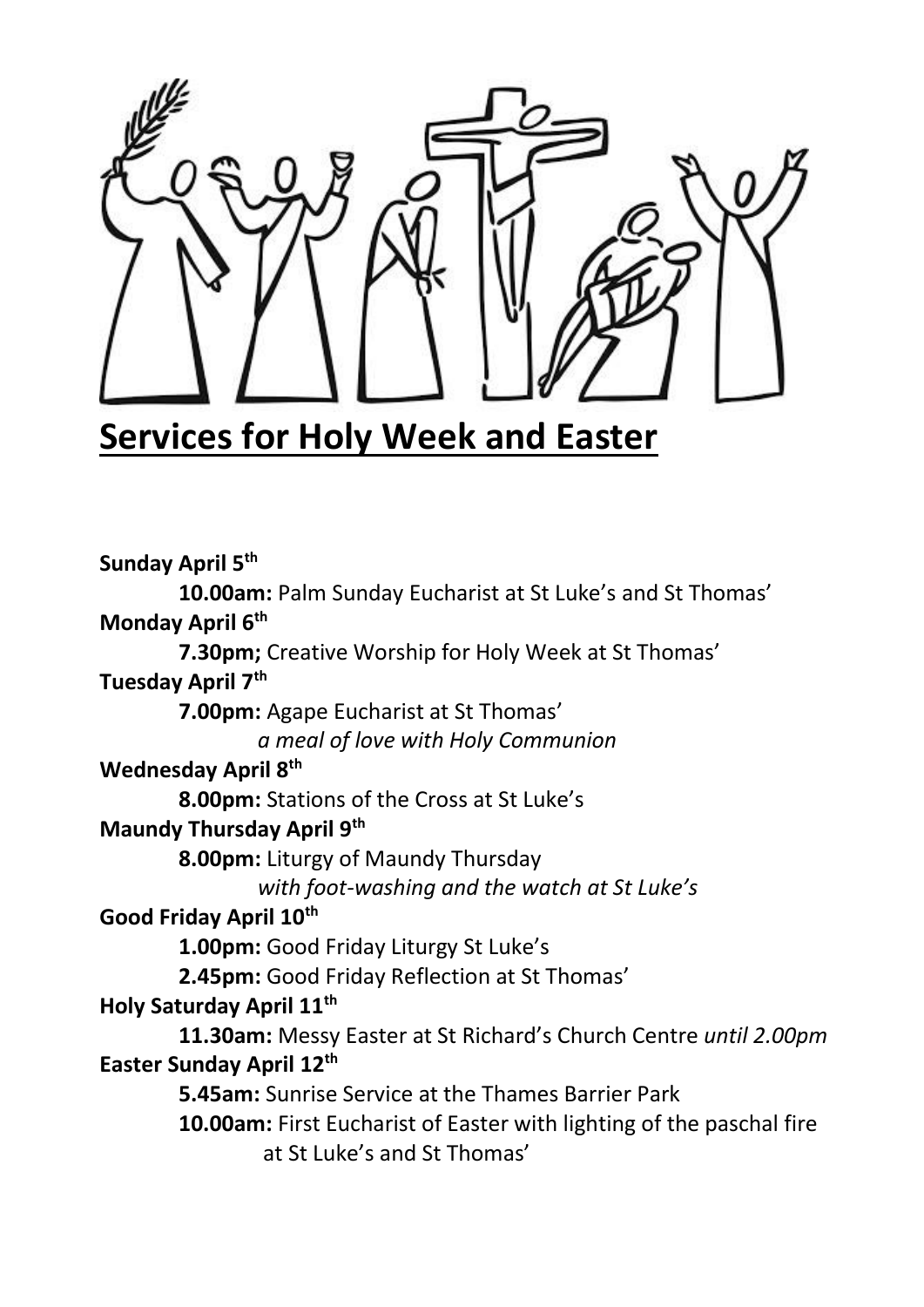# Services for Holy Week and Easter

**Sunday April 5th**

**10.00am:** Palm Sunday Eucharist at St Luke's and St Thomas'

**Monday April 6th**

**7.30pm;** Creative Worship for Holy Week at St Thomas'

**Tuesday April 7th**

**7.00pm:** Agape Eucharist at St Thomas'
*a meal of love with Holy Communion*

**Wednesday April 8th**

**8.00pm:** Stations of the Cross at St Luke's

**Maundy Thursday April 9th**

**8.00pm:** Liturgy of Maundy Thursday
*with foot-washing and the watch at St Luke's*

**Good Friday April 10th**

**1.00pm:** Good Friday Liturgy St Luke's

**2.45pm:** Good Friday Reflection at St Thomas'

**Holy Saturday April 11th**

**11.30am:** Messy Easter at St Richard's Church Centre *until 2.00pm*

**Easter Sunday April 12th**

**5.45am:** Sunrise Service at the Thames Barrier Park

**10.00am:** First Eucharist of Easter with lighting of the paschal fire at St Luke's and St Thomas'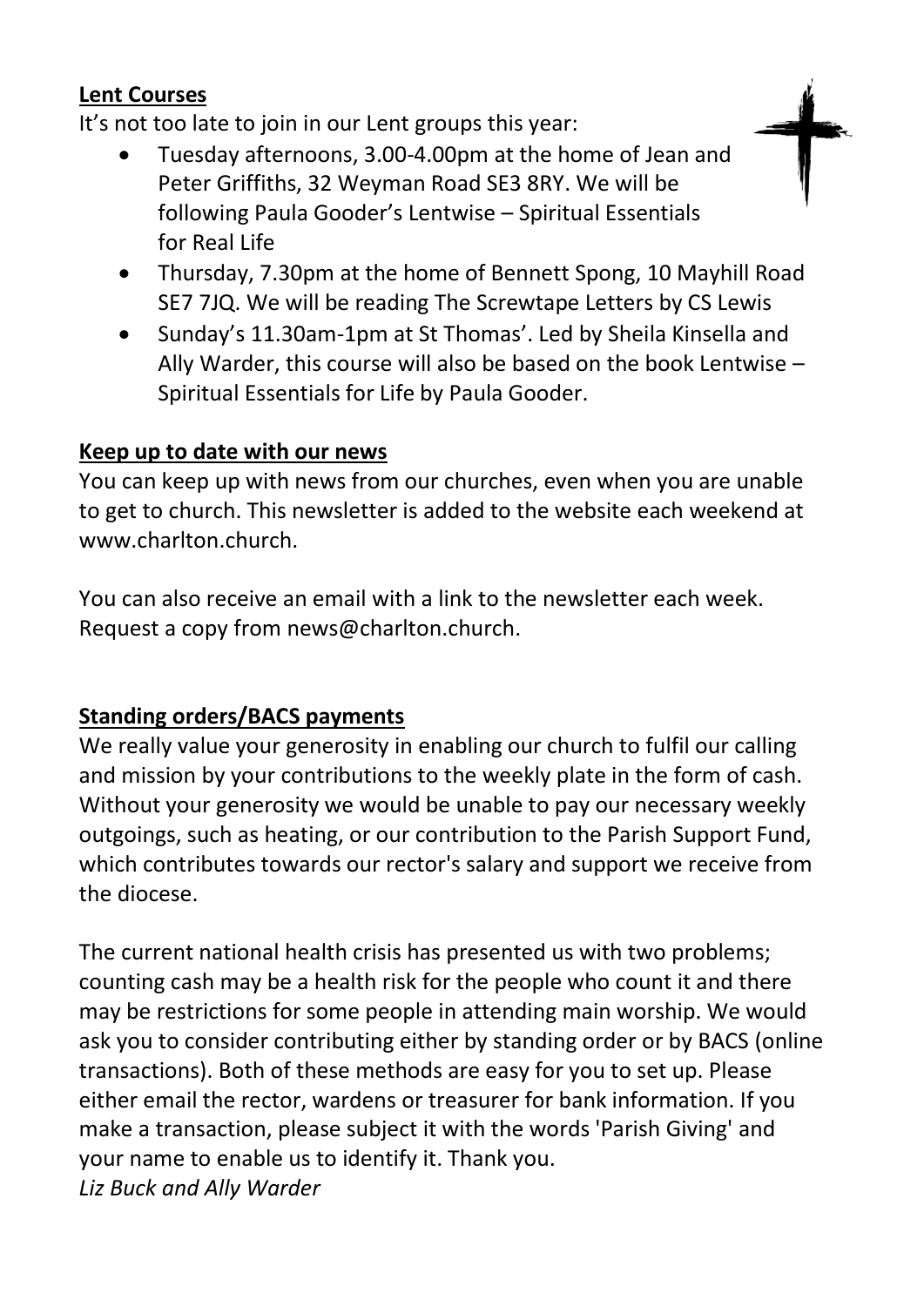**Lent Courses**

It's not too late to join in our Lent groups this year:

- Tuesday afternoons, 3.00-4.00pm at the home of Jean and Peter Griffiths, 32 Weyman Road SE3 8RY. We will be following Paula Gooder's Lentwise – Spiritual Essentials for Real Life
- Thursday, 7.30pm at the home of Bennett Spong, 10 Mayhill Road SE7 7JQ. We will be reading The Screwtape Letters by CS Lewis
- Sunday's 11.30am-1pm at St Thomas'. Led by Sheila Kinsella and Ally Warder, this course will also be based on the book Lentwise – Spiritual Essentials for Life by Paula Gooder.

**Keep up to date with our news**

You can keep up with news from our churches, even when you are unable to get to church. This newsletter is added to the website each weekend at www.charlton.church.

You can also receive an email with a link to the newsletter each week. Request a copy from news@charlton.church.

**Standing orders/BACS payments**

We really value your generosity in enabling our church to fulfil our calling and mission by your contributions to the weekly plate in the form of cash. Without your generosity we would be unable to pay our necessary weekly outgoings, such as heating, or our contribution to the Parish Support Fund, which contributes towards our rector's salary and support we receive from the diocese.

The current national health crisis has presented us with two problems; counting cash may be a health risk for the people who count it and there may be restrictions for some people in attending main worship. We would ask you to consider contributing either by standing order or by BACS (online transactions). Both of these methods are easy for you to set up. Please either email the rector, wardens or treasurer for bank information. If you make a transaction, please subject it with the words 'Parish Giving' and your name to enable us to identify it. Thank you.

*Liz Buck and Ally Warder*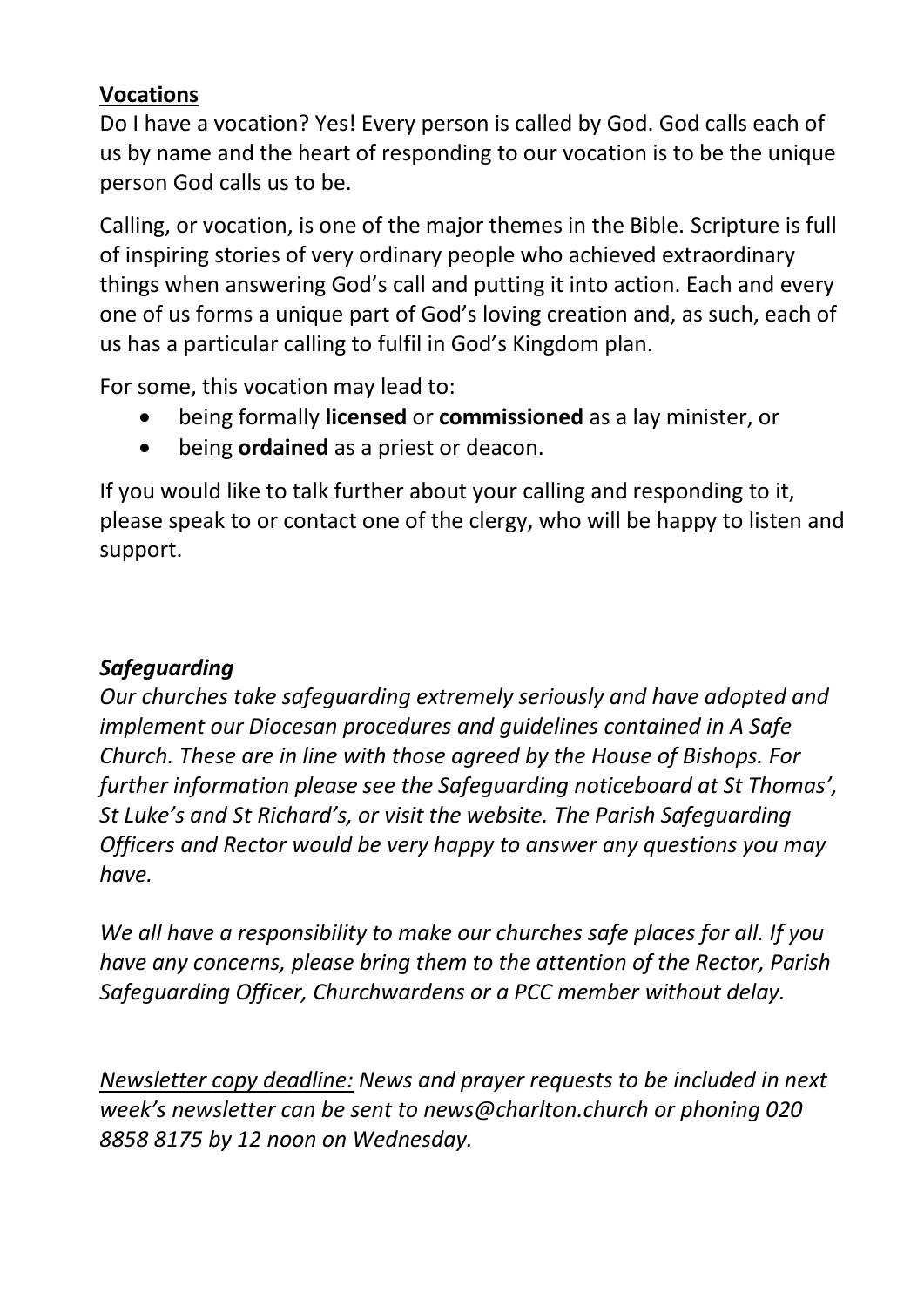## Vocations

Do I have a vocation? Yes! Every person is called by God. God calls each of us by name and the heart of responding to our vocation is to be the unique person God calls us to be.

Calling, or vocation, is one of the major themes in the Bible. Scripture is full of inspiring stories of very ordinary people who achieved extraordinary things when answering God's call and putting it into action. Each and every one of us forms a unique part of God's loving creation and, as such, each of us has a particular calling to fulfil in God's Kingdom plan.

For some, this vocation may lead to:

- being formally **licensed** or **commissioned** as a lay minister, or
- being **ordained** as a priest or deacon.

If you would like to talk further about your calling and responding to it, please speak to or contact one of the clergy, who will be happy to listen and support.

## *Safeguarding*

*Our churches take safeguarding extremely seriously and have adopted and implement our Diocesan procedures and guidelines contained in A Safe Church. These are in line with those agreed by the House of Bishops. For further information please see the Safeguarding noticeboard at St Thomas', St Luke's and St Richard's, or visit the website. The Parish Safeguarding Officers and Rector would be very happy to answer any questions you may have.*

*We all have a responsibility to make our churches safe places for all. If you have any concerns, please bring them to the attention of the Rector, Parish Safeguarding Officer, Churchwardens or a PCC member without delay.*

*Newsletter copy deadline: News and prayer requests to be included in next week's newsletter can be sent to news@charlton.church or phoning 020 8858 8175 by 12 noon on Wednesday.*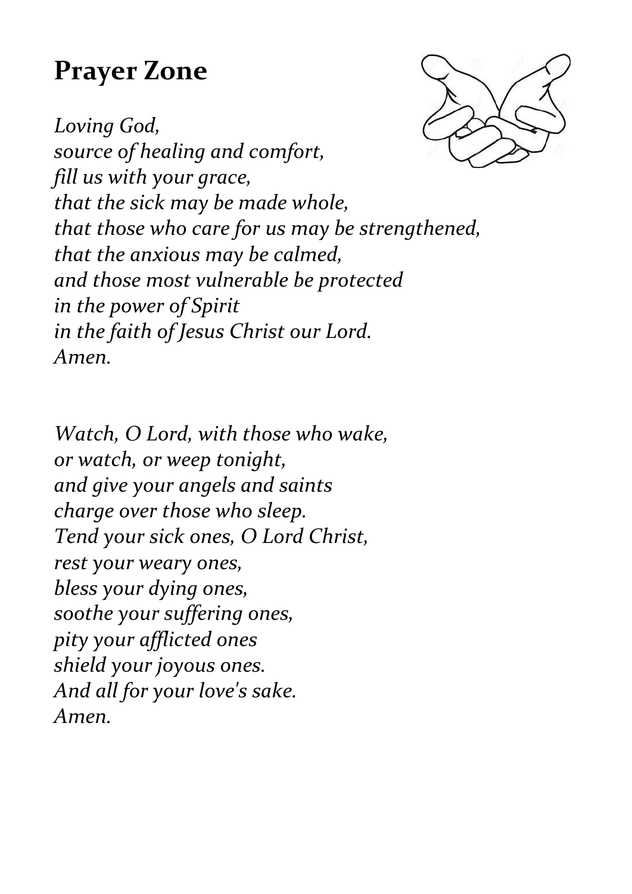## Prayer Zone

*Loving God,*
*source of healing and comfort,*
*fill us with your grace,*
*that the sick may be made whole,*
*that those who care for us may be strengthened,*
*that the anxious may be calmed,*
*and those most vulnerable be protected*
*in the power of Spirit*
*in the faith of Jesus Christ our Lord.*
*Amen.*

*Watch, O Lord, with those who wake,*
*or watch, or weep tonight,*
*and give your angels and saints*
*charge over those who sleep.*
*Tend your sick ones, O Lord Christ,*
*rest your weary ones,*
*bless your dying ones,*
*soothe your suffering ones,*
*pity your afflicted ones*
*shield your joyous ones.*
*And all for your love's sake.*
*Amen.*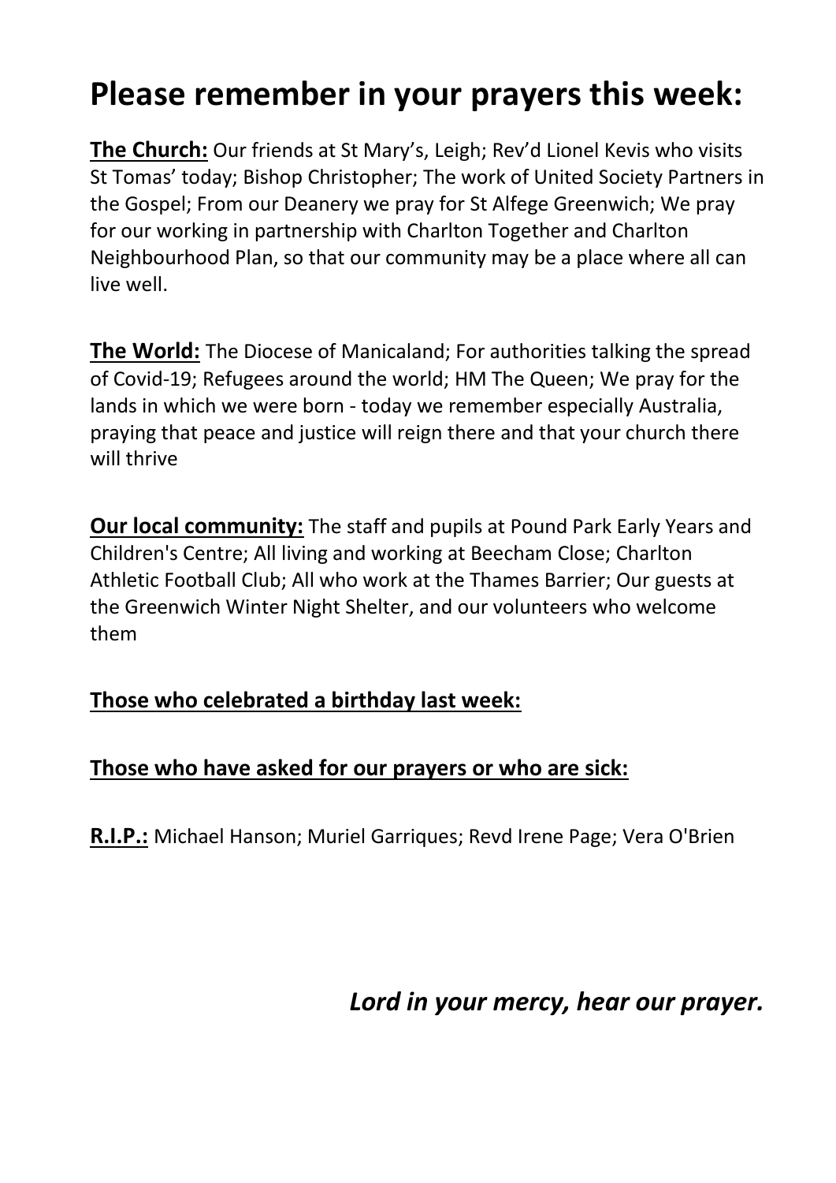# Please remember in your prayers this week:

**The Church:** Our friends at St Mary's, Leigh; Rev'd Lionel Kevis who visits St Tomas' today; Bishop Christopher; The work of United Society Partners in the Gospel; From our Deanery we pray for St Alfege Greenwich; We pray for our working in partnership with Charlton Together and Charlton Neighbourhood Plan, so that our community may be a place where all can live well.

**The World:** The Diocese of Manicaland; For authorities talking the spread of Covid-19; Refugees around the world; HM The Queen; We pray for the lands in which we were born - today we remember especially Australia, praying that peace and justice will reign there and that your church there will thrive

**Our local community:** The staff and pupils at Pound Park Early Years and Children's Centre; All living and working at Beecham Close; Charlton Athletic Football Club; All who work at the Thames Barrier; Our guests at the Greenwich Winter Night Shelter, and our volunteers who welcome them

**Those who celebrated a birthday last week:**

**Those who have asked for our prayers or who are sick:**

**R.I.P.:** Michael Hanson; Muriel Garriques; Revd Irene Page; Vera O'Brien

***Lord in your mercy, hear our prayer.***